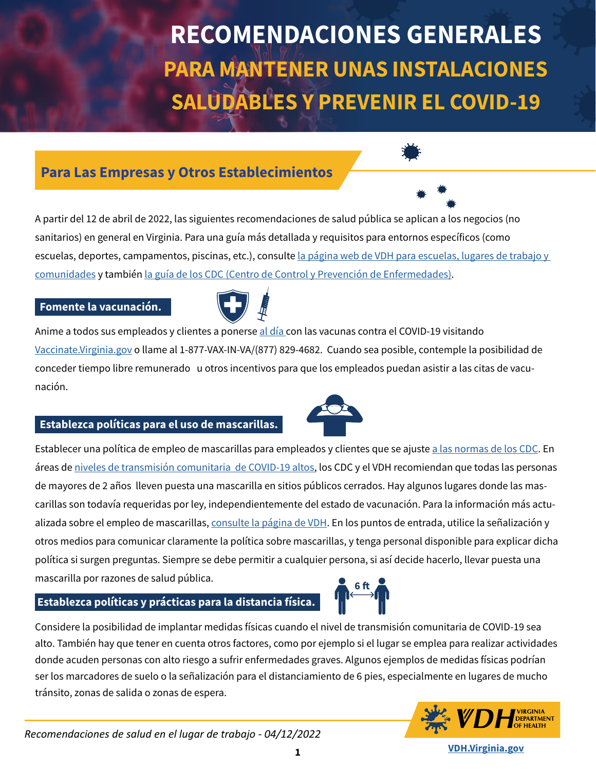# RECOMENDACIONES GENERALES

# PARA MANTENER UNAS INSTALACIONES SALUDABLES Y PREVENIR EL COVID-19

## Para Las Empresas y Otros Establecimientos

A partir del 12 de abril de 2022, las siguientes recomendaciones de salud pública se aplican a los negocios (no sanitarios) en general en Virginia. Para una guía más detallada y requisitos para entornos específicos (como escuelas, deportes, campamentos, piscinas, etc.), consulte la página web de VDH para escuelas, lugares de trabajo y comunidades y también la guía de los CDC (Centro de Control y Prevención de Enfermedades).

### Fomente la vacunación.

Anime a todos sus empleados y clientes a ponerse al día con las vacunas contra el COVID-19 visitando Vaccinate.Virginia.gov o llame al 1-877-VAX-IN-VA/(877) 829-4682. Cuando sea posible, contemple la posibilidad de conceder tiempo libre remunerado u otros incentivos para que los empleados puedan asistir a las citas de vacunación.

### Establezca políticas para el uso de mascarillas.

Establecer una política de empleo de mascarillas para empleados y clientes que se ajuste a las normas de los CDC. En áreas de niveles de transmisión comunitaria de COVID-19 altos, los CDC y el VDH recomiendan que todas las personas de mayores de 2 años lleven puesta una mascarilla en sitios públicos cerrados. Hay algunos lugares donde las mascarillas son todavía requeridas por ley, independientemente del estado de vacunación. Para la información más actualizada sobre el empleo de mascarillas, consulte la página de VDH. En los puntos de entrada, utilice la señalización y otros medios para comunicar claramente la política sobre mascarillas, y tenga personal disponible para explicar dicha política si surgen preguntas. Siempre se debe permitir a cualquier persona, si así decide hacerlo, llevar puesta una mascarilla por razones de salud pública.

### Establezca políticas y prácticas para la distancia física.

Considere la posibilidad de implantar medidas físicas cuando el nivel de transmisión comunitaria de COVID-19 sea alto. También hay que tener en cuenta otros factores, como por ejemplo si el lugar se emplea para realizar actividades donde acuden personas con alto riesgo a sufrir enfermedades graves. Algunos ejemplos de medidas físicas podrían ser los marcadores de suelo o la señalización para el distanciamiento de 6 pies, especialmente en lugares de mucho tránsito, zonas de salida o zonas de espera.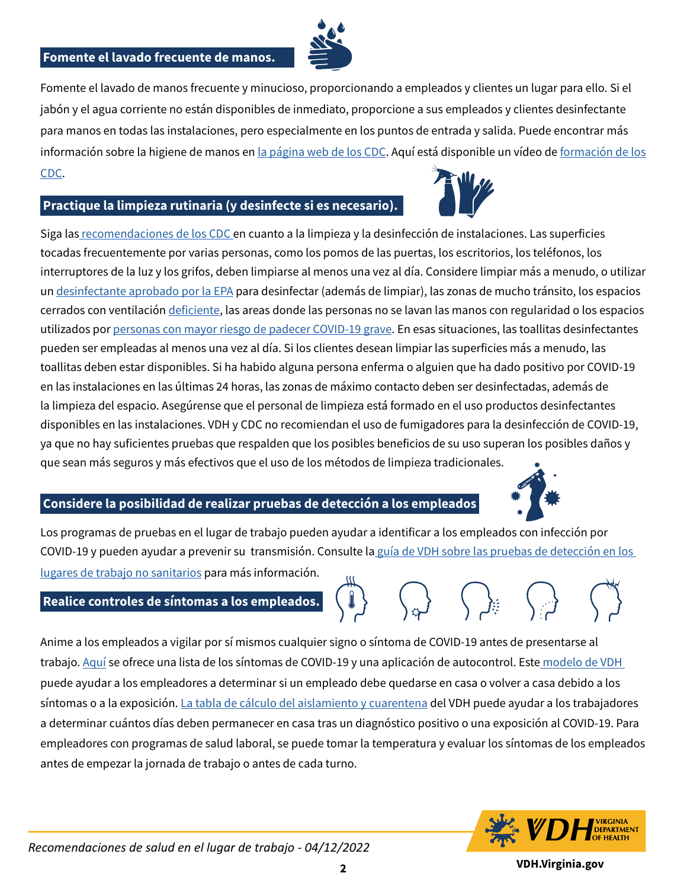## Fomente el lavado frecuente de manos.

Fomente el lavado de manos frecuente y minucioso, proporcionando a empleados y clientes un lugar para ello. Si el jabón y el agua corriente no están disponibles de inmediato, proporcione a sus empleados y clientes desinfectante para manos en todas las instalaciones, pero especialmente en los puntos de entrada y salida. Puede encontrar más información sobre la higiene de manos en la página web de los CDC. Aquí está disponible un vídeo de formación de los CDC.

## Practique la limpieza rutinaria (y desinfecte si es necesario).

Siga las recomendaciones de los CDC en cuanto a la limpieza y la desinfección de instalaciones. Las superficies tocadas frecuentemente por varias personas, como los pomos de las puertas, los escritorios, los teléfonos, los interruptores de la luz y los grifos, deben limpiarse al menos una vez al día. Considere limpiar más a menudo, o utilizar un desinfectante aprobado por la EPA para desinfectar (además de limpiar), las zonas de mucho tránsito, los espacios cerrados con ventilación deficiente, las areas donde las personas no se lavan las manos con regularidad o los espacios utilizados por personas con mayor riesgo de padecer COVID-19 grave. En esas situaciones, las toallitas desinfectantes pueden ser empleadas al menos una vez al día. Si los clientes desean limpiar las superficies más a menudo, las toallitas deben estar disponibles. Si ha habido alguna persona enferma o alguien que ha dado positivo por COVID-19 en las instalaciones en las últimas 24 horas, las zonas de máximo contacto deben ser desinfectadas, además de la limpieza del espacio. Asegúrense que el personal de limpieza está formado en el uso productos desinfectantes disponibles en las instalaciones. VDH y CDC no recomiendan el uso de fumigadores para la desinfección de COVID-19, ya que no hay suficientes pruebas que respalden que los posibles beneficios de su uso superan los posibles daños y que sean más seguros y más efectivos que el uso de los métodos de limpieza tradicionales.

## Considere la posibilidad de realizar pruebas de detección a los empleados

Los programas de pruebas en el lugar de trabajo pueden ayudar a identificar a los empleados con infección por COVID-19 y pueden ayudar a prevenir su transmisión. Consulte la guía de VDH sobre las pruebas de detección en los lugares de trabajo no sanitarios para más información.

## Realice controles de síntomas a los empleados.

Anime a los empleados a vigilar por sí mismos cualquier signo o síntoma de COVID-19 antes de presentarse al trabajo. Aquí se ofrece una lista de los síntomas de COVID-19 y una aplicación de autocontrol. Este modelo de VDH puede ayudar a los empleadores a determinar si un empleado debe quedarse en casa o volver a casa debido a los síntomas o a la exposición. La tabla de cálculo del aislamiento y cuarentena del VDH puede ayudar a los trabajadores a determinar cuántos días deben permanecer en casa tras un diagnóstico positivo o una exposición al COVID-19. Para empleadores con programas de salud laboral, se puede tomar la temperatura y evaluar los síntomas de los empleados antes de empezar la jornada de trabajo o antes de cada turno.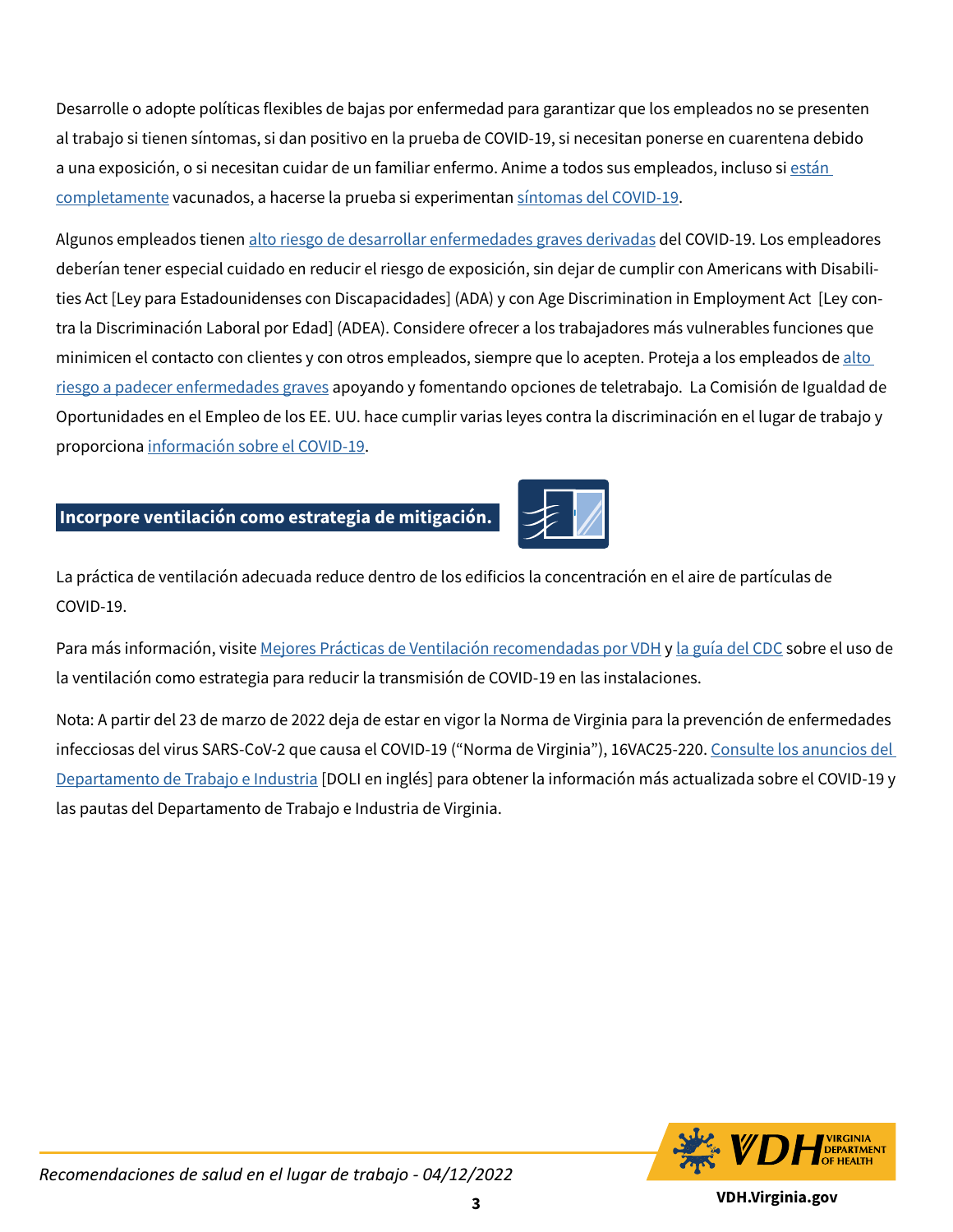Desarrolle o adopte políticas flexibles de bajas por enfermedad para garantizar que los empleados no se presenten al trabajo si tienen síntomas, si dan positivo en la prueba de COVID-19, si necesitan ponerse en cuarentena debido a una exposición, o si necesitan cuidar de un familiar enfermo. Anime a todos sus empleados, incluso si están completamente vacunados, a hacerse la prueba si experimentan síntomas del COVID-19.

Algunos empleados tienen alto riesgo de desarrollar enfermedades graves derivadas del COVID-19. Los empleadores deberían tener especial cuidado en reducir el riesgo de exposición, sin dejar de cumplir con Americans with Disabilities Act [Ley para Estadounidenses con Discapacidades] (ADA) y con Age Discrimination in Employment Act [Ley contra la Discriminación Laboral por Edad] (ADEA). Considere ofrecer a los trabajadores más vulnerables funciones que minimicen el contacto con clientes y con otros empleados, siempre que lo acepten. Proteja a los empleados de alto riesgo a padecer enfermedades graves apoyando y fomentando opciones de teletrabajo. La Comisión de Igualdad de Oportunidades en el Empleo de los EE. UU. hace cumplir varias leyes contra la discriminación en el lugar de trabajo y proporciona información sobre el COVID-19.

## Incorpore ventilación como estrategia de mitigación.

La práctica de ventilación adecuada reduce dentro de los edificios la concentración en el aire de partículas de COVID-19.

Para más información, visite Mejores Prácticas de Ventilación recomendadas por VDH y la guía del CDC sobre el uso de la ventilación como estrategia para reducir la transmisión de COVID-19 en las instalaciones.

Nota: A partir del 23 de marzo de 2022 deja de estar en vigor la Norma de Virginia para la prevención de enfermedades infecciosas del virus SARS-CoV-2 que causa el COVID-19 (“Norma de Virginia”), 16VAC25-220. Consulte los anuncios del Departamento de Trabajo e Industria [DOLI en inglés] para obtener la información más actualizada sobre el COVID-19 y las pautas del Departamento de Trabajo e Industria de Virginia.